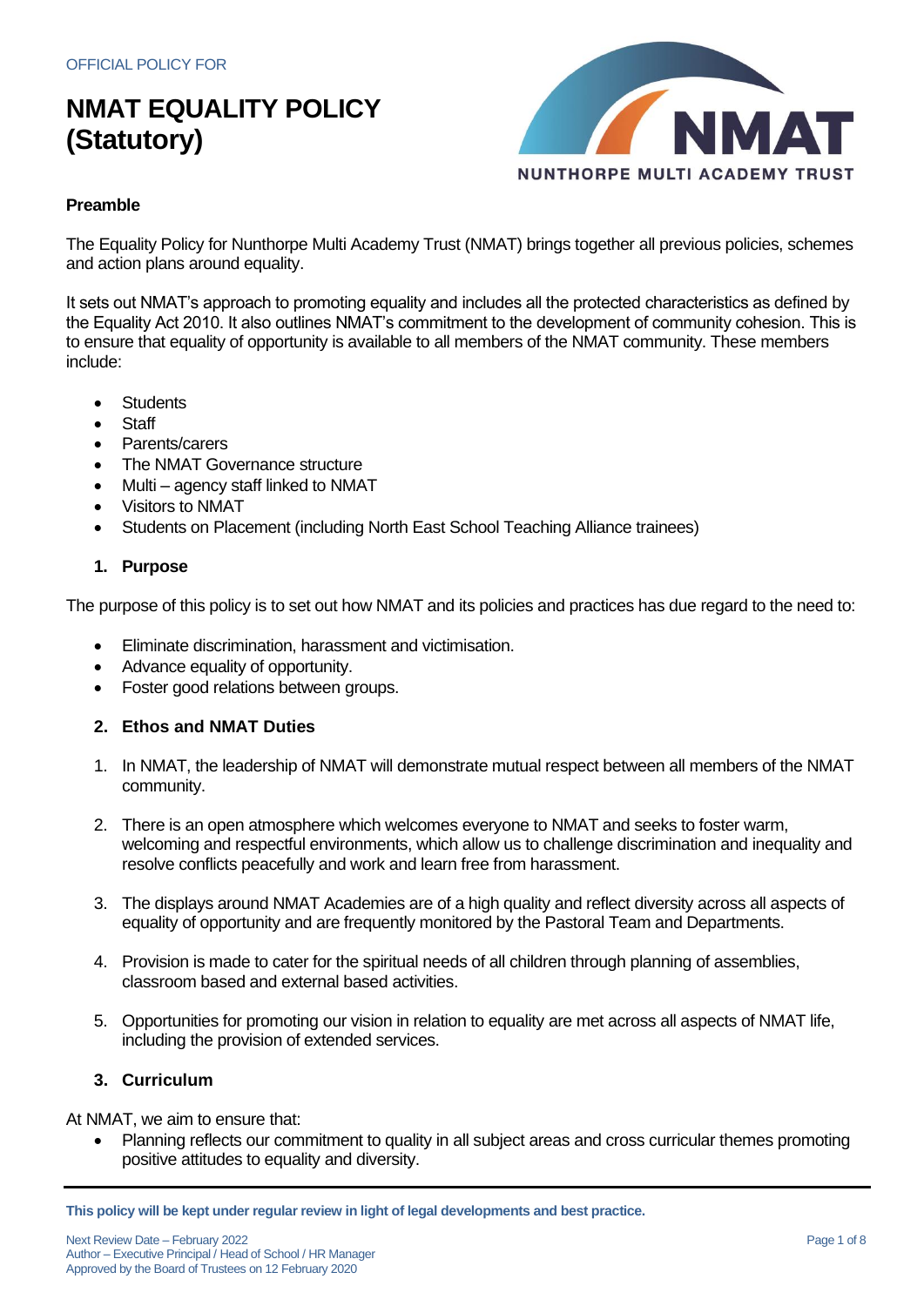OFFICIAL POLICY FOR

# NMAT EQUALITY POLICY (Statutory)

NMAT NUNTHORPE MULTI ACADEMY TRUST

**Preamble**

The Equality Policy for Nunthorpe Multi Academy Trust (NMAT) brings together all previous policies, schemes and action plans around equality.

It sets out NMAT's approach to promoting equality and includes all the protected characteristics as defined by the Equality Act 2010. It also outlines NMAT's commitment to the development of community cohesion. This is to ensure that equality of opportunity is available to all members of the NMAT community. These members include:

- Students
- Staff
- Parents/carers
- The NMAT Governance structure
- Multi – agency staff linked to NMAT
- Visitors to NMAT
- Students on Placement (including North East School Teaching Alliance trainees)

## 1. Purpose

The purpose of this policy is to set out how NMAT and its policies and practices has due regard to the need to:

- Eliminate discrimination, harassment and victimisation.
- Advance equality of opportunity.
- Foster good relations between groups.

## 2. Ethos and NMAT Duties

1. In NMAT, the leadership of NMAT will demonstrate mutual respect between all members of the NMAT community.

2. There is an open atmosphere which welcomes everyone to NMAT and seeks to foster warm, welcoming and respectful environments, which allow us to challenge discrimination and inequality and resolve conflicts peacefully and work and learn free from harassment.

3. The displays around NMAT Academies are of a high quality and reflect diversity across all aspects of equality of opportunity and are frequently monitored by the Pastoral Team and Departments.

4. Provision is made to cater for the spiritual needs of all children through planning of assemblies, classroom based and external based activities.

5. Opportunities for promoting our vision in relation to equality are met across all aspects of NMAT life, including the provision of extended services.

## 3. Curriculum

At NMAT, we aim to ensure that:

- Planning reflects our commitment to quality in all subject areas and cross curricular themes promoting positive attitudes to equality and diversity.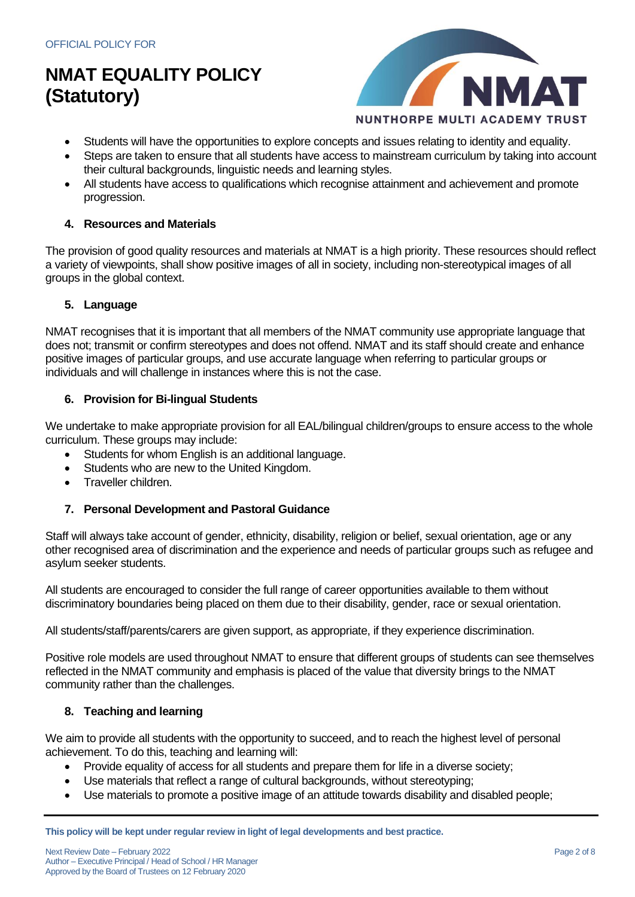- Students will have the opportunities to explore concepts and issues relating to identity and equality.
- Steps are taken to ensure that all students have access to mainstream curriculum by taking into account their cultural backgrounds, linguistic needs and learning styles.
- All students have access to qualifications which recognise attainment and achievement and promote progression.

### 4. Resources and Materials

The provision of good quality resources and materials at NMAT is a high priority. These resources should reflect a variety of viewpoints, shall show positive images of all in society, including non-stereotypical images of all groups in the global context.

### 5. Language

NMAT recognises that it is important that all members of the NMAT community use appropriate language that does not; transmit or confirm stereotypes and does not offend. NMAT and its staff should create and enhance positive images of particular groups, and use accurate language when referring to particular groups or individuals and will challenge in instances where this is not the case.

### 6. Provision for Bi-lingual Students

We undertake to make appropriate provision for all EAL/bilingual children/groups to ensure access to the whole curriculum. These groups may include:

- Students for whom English is an additional language.
- Students who are new to the United Kingdom.
- Traveller children.

### 7. Personal Development and Pastoral Guidance

Staff will always take account of gender, ethnicity, disability, religion or belief, sexual orientation, age or any other recognised area of discrimination and the experience and needs of particular groups such as refugee and asylum seeker students.

All students are encouraged to consider the full range of career opportunities available to them without discriminatory boundaries being placed on them due to their disability, gender, race or sexual orientation.

All students/staff/parents/carers are given support, as appropriate, if they experience discrimination.

Positive role models are used throughout NMAT to ensure that different groups of students can see themselves reflected in the NMAT community and emphasis is placed of the value that diversity brings to the NMAT community rather than the challenges.

### 8. Teaching and learning

We aim to provide all students with the opportunity to succeed, and to reach the highest level of personal achievement. To do this, teaching and learning will:

- Provide equality of access for all students and prepare them for life in a diverse society;
- Use materials that reflect a range of cultural backgrounds, without stereotyping;
- Use materials to promote a positive image of an attitude towards disability and disabled people;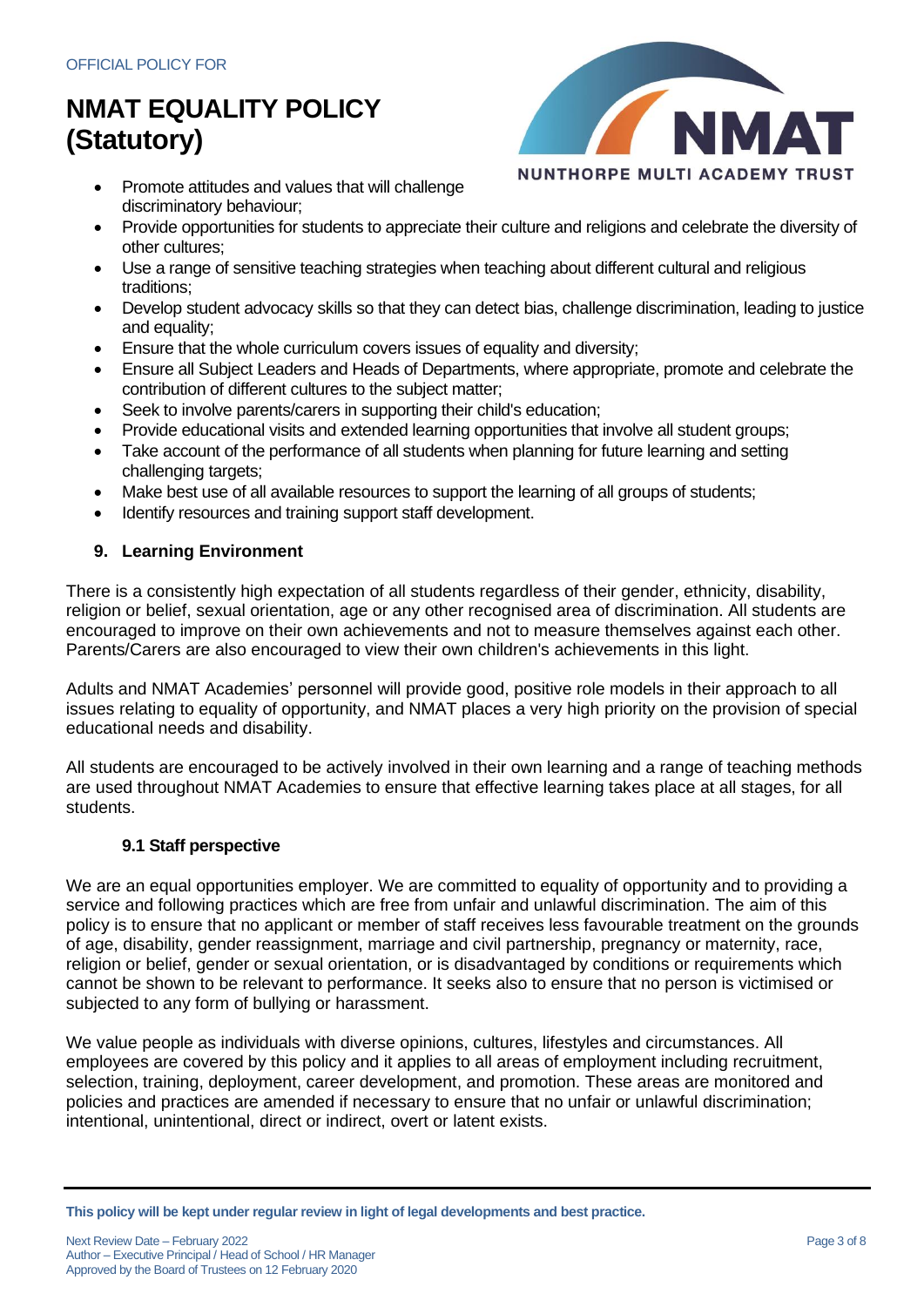- Promote attitudes and values that will challenge discriminatory behaviour;
- Provide opportunities for students to appreciate their culture and religions and celebrate the diversity of other cultures;
- Use a range of sensitive teaching strategies when teaching about different cultural and religious traditions;
- Develop student advocacy skills so that they can detect bias, challenge discrimination, leading to justice and equality;
- Ensure that the whole curriculum covers issues of equality and diversity;
- Ensure all Subject Leaders and Heads of Departments, where appropriate, promote and celebrate the contribution of different cultures to the subject matter;
- Seek to involve parents/carers in supporting their child's education;
- Provide educational visits and extended learning opportunities that involve all student groups;
- Take account of the performance of all students when planning for future learning and setting challenging targets;
- Make best use of all available resources to support the learning of all groups of students;
- Identify resources and training support staff development.

## 9. Learning Environment

There is a consistently high expectation of all students regardless of their gender, ethnicity, disability, religion or belief, sexual orientation, age or any other recognised area of discrimination. All students are encouraged to improve on their own achievements and not to measure themselves against each other. Parents/Carers are also encouraged to view their own children's achievements in this light.

Adults and NMAT Academies' personnel will provide good, positive role models in their approach to all issues relating to equality of opportunity, and NMAT places a very high priority on the provision of special educational needs and disability.

All students are encouraged to be actively involved in their own learning and a range of teaching methods are used throughout NMAT Academies to ensure that effective learning takes place at all stages, for all students.

### 9.1 Staff perspective

We are an equal opportunities employer. We are committed to equality of opportunity and to providing a service and following practices which are free from unfair and unlawful discrimination. The aim of this policy is to ensure that no applicant or member of staff receives less favourable treatment on the grounds of age, disability, gender reassignment, marriage and civil partnership, pregnancy or maternity, race, religion or belief, gender or sexual orientation, or is disadvantaged by conditions or requirements which cannot be shown to be relevant to performance. It seeks also to ensure that no person is victimised or subjected to any form of bullying or harassment.

We value people as individuals with diverse opinions, cultures, lifestyles and circumstances. All employees are covered by this policy and it applies to all areas of employment including recruitment, selection, training, deployment, career development, and promotion. These areas are monitored and policies and practices are amended if necessary to ensure that no unfair or unlawful discrimination; intentional, unintentional, direct or indirect, overt or latent exists.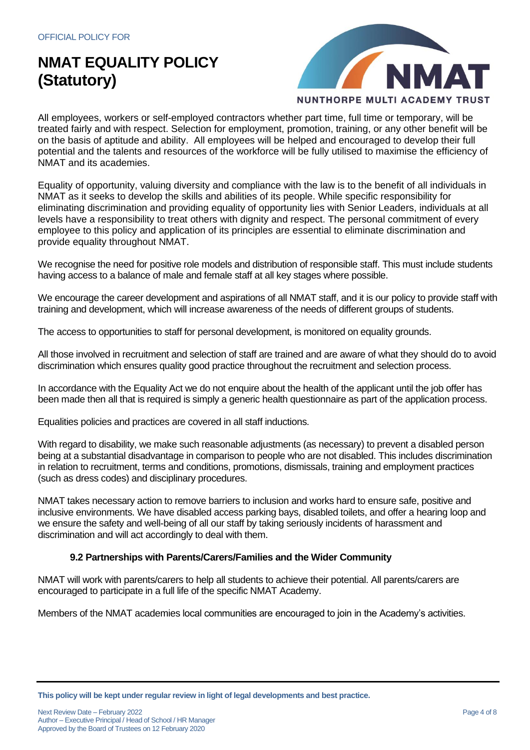All employees, workers or self-employed contractors whether part time, full time or temporary, will be treated fairly and with respect. Selection for employment, promotion, training, or any other benefit will be on the basis of aptitude and ability. All employees will be helped and encouraged to develop their full potential and the talents and resources of the workforce will be fully utilised to maximise the efficiency of NMAT and its academies.

Equality of opportunity, valuing diversity and compliance with the law is to the benefit of all individuals in NMAT as it seeks to develop the skills and abilities of its people. While specific responsibility for eliminating discrimination and providing equality of opportunity lies with Senior Leaders, individuals at all levels have a responsibility to treat others with dignity and respect. The personal commitment of every employee to this policy and application of its principles are essential to eliminate discrimination and provide equality throughout NMAT.

We recognise the need for positive role models and distribution of responsible staff. This must include students having access to a balance of male and female staff at all key stages where possible.

We encourage the career development and aspirations of all NMAT staff, and it is our policy to provide staff with training and development, which will increase awareness of the needs of different groups of students.

The access to opportunities to staff for personal development, is monitored on equality grounds.

All those involved in recruitment and selection of staff are trained and are aware of what they should do to avoid discrimination which ensures quality good practice throughout the recruitment and selection process.

In accordance with the Equality Act we do not enquire about the health of the applicant until the job offer has been made then all that is required is simply a generic health questionnaire as part of the application process.

Equalities policies and practices are covered in all staff inductions.

With regard to disability, we make such reasonable adjustments (as necessary) to prevent a disabled person being at a substantial disadvantage in comparison to people who are not disabled. This includes discrimination in relation to recruitment, terms and conditions, promotions, dismissals, training and employment practices (such as dress codes) and disciplinary procedures.

NMAT takes necessary action to remove barriers to inclusion and works hard to ensure safe, positive and inclusive environments. We have disabled access parking bays, disabled toilets, and offer a hearing loop and we ensure the safety and well-being of all our staff by taking seriously incidents of harassment and discrimination and will act accordingly to deal with them.

### 9.2 Partnerships with Parents/Carers/Families and the Wider Community

NMAT will work with parents/carers to help all students to achieve their potential. All parents/carers are encouraged to participate in a full life of the specific NMAT Academy.

Members of the NMAT academies local communities are encouraged to join in the Academy's activities.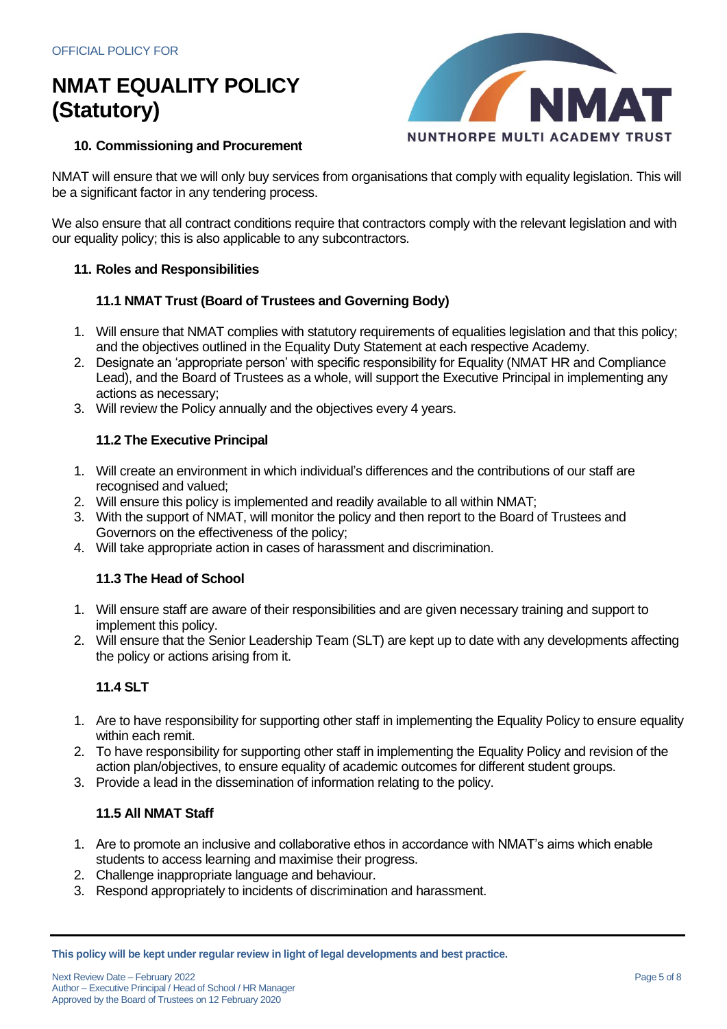## 10. Commissioning and Procurement

NMAT will ensure that we will only buy services from organisations that comply with equality legislation. This will be a significant factor in any tendering process.

We also ensure that all contract conditions require that contractors comply with the relevant legislation and with our equality policy; this is also applicable to any subcontractors.

## 11. Roles and Responsibilities

### 11.1 NMAT Trust (Board of Trustees and Governing Body)

1. Will ensure that NMAT complies with statutory requirements of equalities legislation and that this policy; and the objectives outlined in the Equality Duty Statement at each respective Academy.
2. Designate an 'appropriate person' with specific responsibility for Equality (NMAT HR and Compliance Lead), and the Board of Trustees as a whole, will support the Executive Principal in implementing any actions as necessary;
3. Will review the Policy annually and the objectives every 4 years.

### 11.2 The Executive Principal

1. Will create an environment in which individual's differences and the contributions of our staff are recognised and valued;
2. Will ensure this policy is implemented and readily available to all within NMAT;
3. With the support of NMAT, will monitor the policy and then report to the Board of Trustees and Governors on the effectiveness of the policy;
4. Will take appropriate action in cases of harassment and discrimination.

### 11.3 The Head of School

1. Will ensure staff are aware of their responsibilities and are given necessary training and support to implement this policy.
2. Will ensure that the Senior Leadership Team (SLT) are kept up to date with any developments affecting the policy or actions arising from it.

### 11.4 SLT

1. Are to have responsibility for supporting other staff in implementing the Equality Policy to ensure equality within each remit.
2. To have responsibility for supporting other staff in implementing the Equality Policy and revision of the action plan/objectives, to ensure equality of academic outcomes for different student groups.
3. Provide a lead in the dissemination of information relating to the policy.

### 11.5 All NMAT Staff

1. Are to promote an inclusive and collaborative ethos in accordance with NMAT's aims which enable students to access learning and maximise their progress.
2. Challenge inappropriate language and behaviour.
3. Respond appropriately to incidents of discrimination and harassment.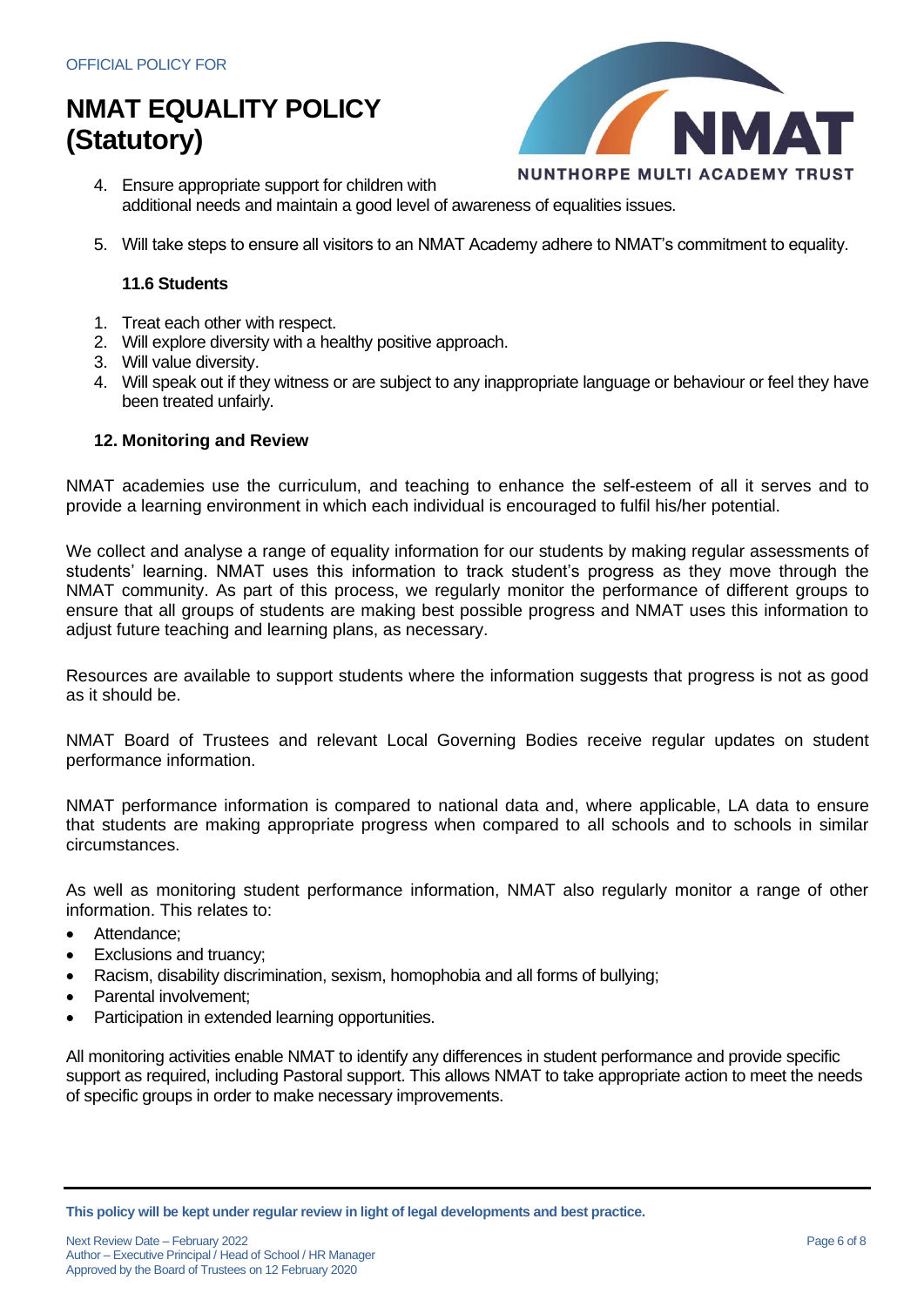4. Ensure appropriate support for children with additional needs and maintain a good level of awareness of equalities issues.
5. Will take steps to ensure all visitors to an NMAT Academy adhere to NMAT's commitment to equality.

#### 11.6 Students

1. Treat each other with respect.
2. Will explore diversity with a healthy positive approach.
3. Will value diversity.
4. Will speak out if they witness or are subject to any inappropriate language or behaviour or feel they have been treated unfairly.

### 12. Monitoring and Review

NMAT academies use the curriculum, and teaching to enhance the self-esteem of all it serves and to provide a learning environment in which each individual is encouraged to fulfil his/her potential.

We collect and analyse a range of equality information for our students by making regular assessments of students' learning. NMAT uses this information to track student's progress as they move through the NMAT community. As part of this process, we regularly monitor the performance of different groups to ensure that all groups of students are making best possible progress and NMAT uses this information to adjust future teaching and learning plans, as necessary.

Resources are available to support students where the information suggests that progress is not as good as it should be.

NMAT Board of Trustees and relevant Local Governing Bodies receive regular updates on student performance information.

NMAT performance information is compared to national data and, where applicable, LA data to ensure that students are making appropriate progress when compared to all schools and to schools in similar circumstances.

As well as monitoring student performance information, NMAT also regularly monitor a range of other information. This relates to:

- Attendance;
- Exclusions and truancy;
- Racism, disability discrimination, sexism, homophobia and all forms of bullying;
- Parental involvement;
- Participation in extended learning opportunities.

All monitoring activities enable NMAT to identify any differences in student performance and provide specific support as required, including Pastoral support. This allows NMAT to take appropriate action to meet the needs of specific groups in order to make necessary improvements.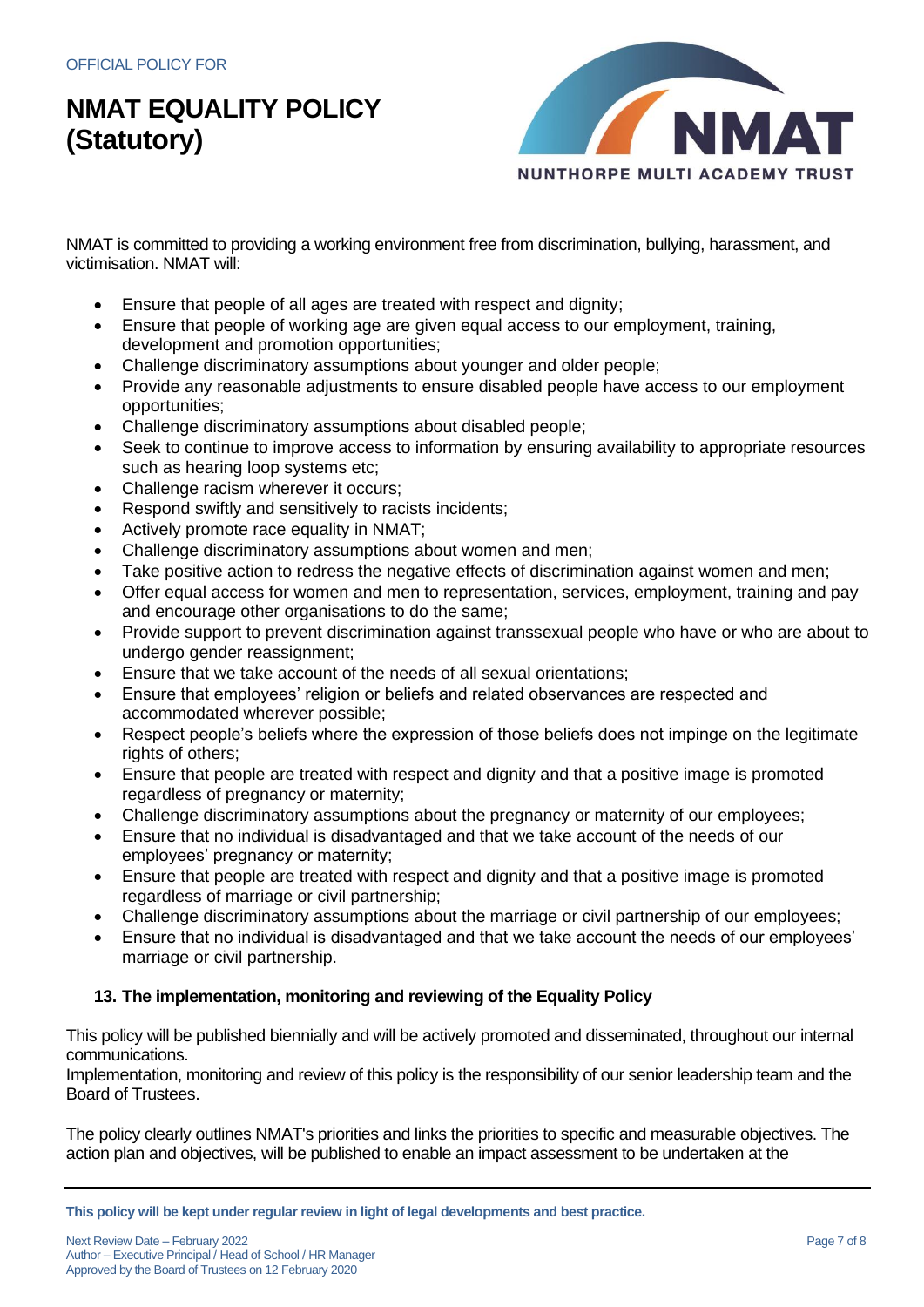NMAT is committed to providing a working environment free from discrimination, bullying, harassment, and victimisation. NMAT will:

- Ensure that people of all ages are treated with respect and dignity;
- Ensure that people of working age are given equal access to our employment, training, development and promotion opportunities;
- Challenge discriminatory assumptions about younger and older people;
- Provide any reasonable adjustments to ensure disabled people have access to our employment opportunities;
- Challenge discriminatory assumptions about disabled people;
- Seek to continue to improve access to information by ensuring availability to appropriate resources such as hearing loop systems etc;
- Challenge racism wherever it occurs;
- Respond swiftly and sensitively to racists incidents;
- Actively promote race equality in NMAT;
- Challenge discriminatory assumptions about women and men;
- Take positive action to redress the negative effects of discrimination against women and men;
- Offer equal access for women and men to representation, services, employment, training and pay and encourage other organisations to do the same;
- Provide support to prevent discrimination against transsexual people who have or who are about to undergo gender reassignment;
- Ensure that we take account of the needs of all sexual orientations;
- Ensure that employees' religion or beliefs and related observances are respected and accommodated wherever possible;
- Respect people's beliefs where the expression of those beliefs does not impinge on the legitimate rights of others;
- Ensure that people are treated with respect and dignity and that a positive image is promoted regardless of pregnancy or maternity;
- Challenge discriminatory assumptions about the pregnancy or maternity of our employees;
- Ensure that no individual is disadvantaged and that we take account of the needs of our employees' pregnancy or maternity;
- Ensure that people are treated with respect and dignity and that a positive image is promoted regardless of marriage or civil partnership;
- Challenge discriminatory assumptions about the marriage or civil partnership of our employees;
- Ensure that no individual is disadvantaged and that we take account the needs of our employees' marriage or civil partnership.

## 13. The implementation, monitoring and reviewing of the Equality Policy

This policy will be published biennially and will be actively promoted and disseminated, throughout our internal communications.
Implementation, monitoring and review of this policy is the responsibility of our senior leadership team and the Board of Trustees.

The policy clearly outlines NMAT's priorities and links the priorities to specific and measurable objectives. The action plan and objectives, will be published to enable an impact assessment to be undertaken at the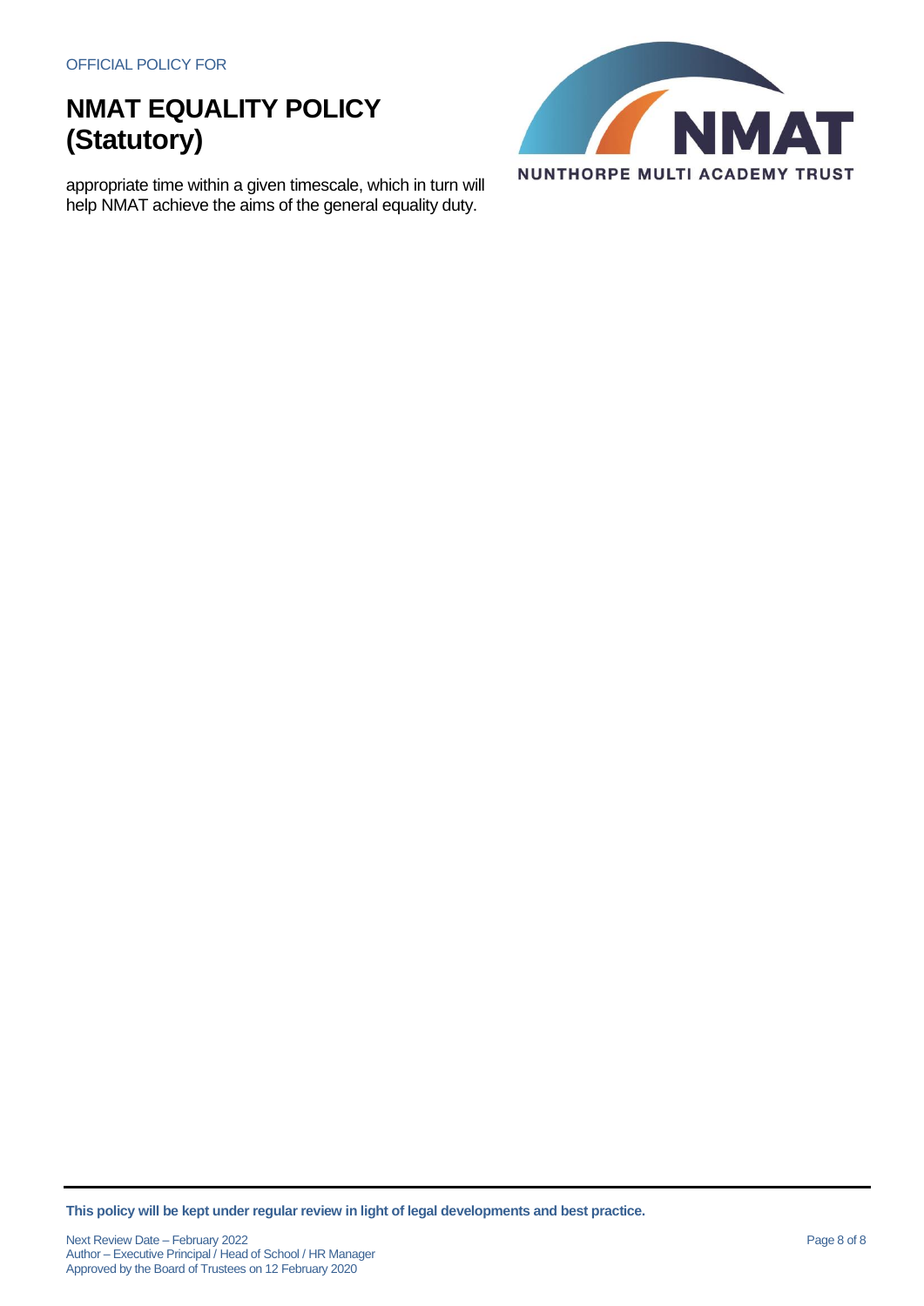appropriate time within a given timescale, which in turn will help NMAT achieve the aims of the general equality duty.

**This policy will be kept under regular review in light of legal developments and best practice.**

Next Review Date – February 2022
Author – Executive Principal / Head of School / HR Manager
Approved by the Board of Trustees on 12 February 2020